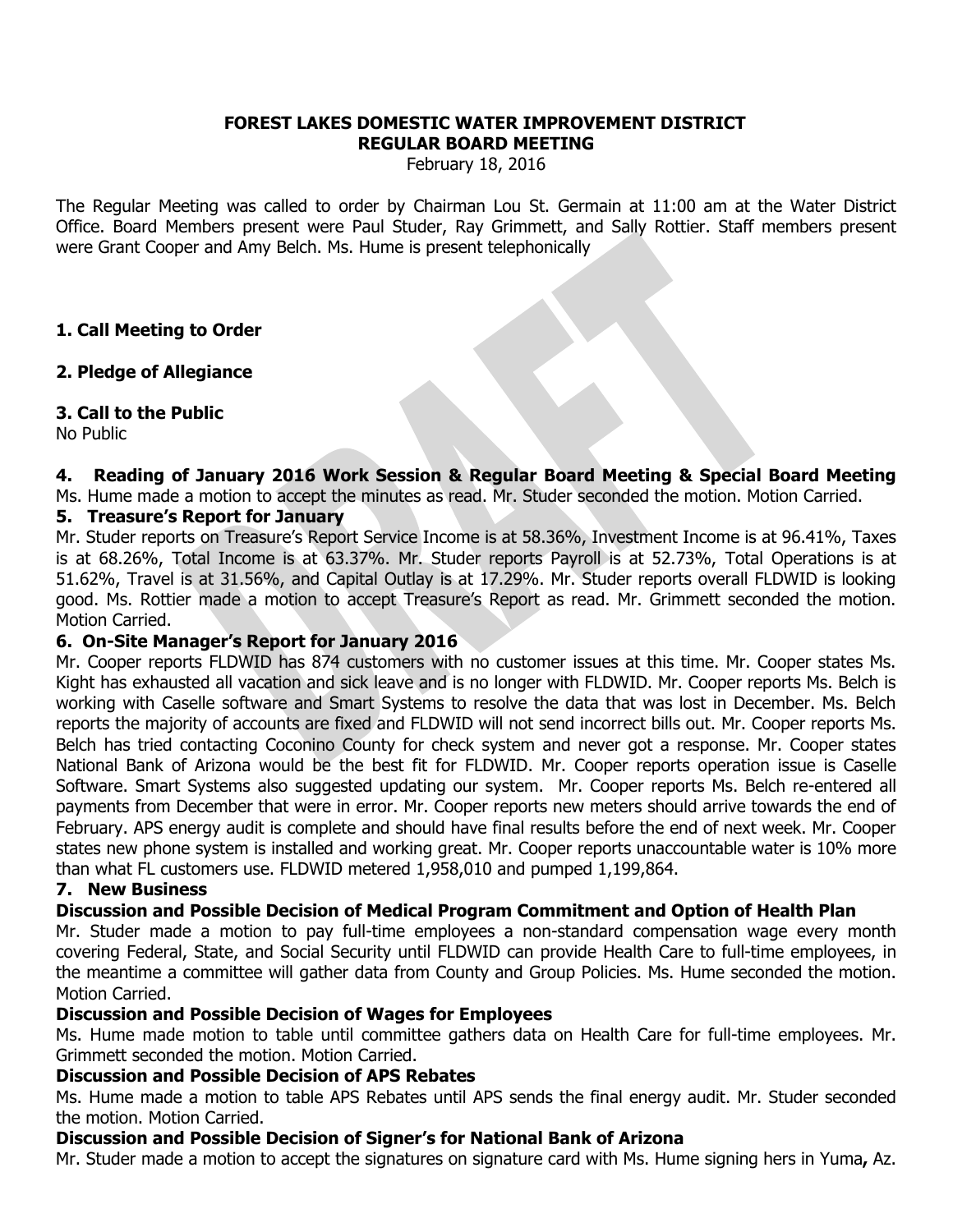# FOREST LAKES DOMESTIC WATER IMPROVEMENT DISTRICT
## REGULAR BOARD MEETING

February 18, 2016

The Regular Meeting was called to order by Chairman Lou St. Germain at 11:00 am at the Water District Office. Board Members present were Paul Studer, Ray Grimmett, and Sally Rottier. Staff members present were Grant Cooper and Amy Belch. Ms. Hume is present telephonically

### 1. Call Meeting to Order

### 2. Pledge of Allegiance

### 3. Call to the Public

No Public

### 4. Reading of January 2016 Work Session & Regular Board Meeting & Special Board Meeting

Ms. Hume made a motion to accept the minutes as read. Mr. Studer seconded the motion. Motion Carried.

### 5. Treasure's Report for January

Mr. Studer reports on Treasure's Report Service Income is at 58.36%, Investment Income is at 96.41%, Taxes is at 68.26%, Total Income is at 63.37%. Mr. Studer reports Payroll is at 52.73%, Total Operations is at 51.62%, Travel is at 31.56%, and Capital Outlay is at 17.29%. Mr. Studer reports overall FLDWID is looking good. Ms. Rottier made a motion to accept Treasure's Report as read. Mr. Grimmett seconded the motion. Motion Carried.

### 6. On-Site Manager's Report for January 2016

Mr. Cooper reports FLDWID has 874 customers with no customer issues at this time. Mr. Cooper states Ms. Kight has exhausted all vacation and sick leave and is no longer with FLDWID. Mr. Cooper reports Ms. Belch is working with Caselle software and Smart Systems to resolve the data that was lost in December. Ms. Belch reports the majority of accounts are fixed and FLDWID will not send incorrect bills out. Mr. Cooper reports Ms. Belch has tried contacting Coconino County for check system and never got a response. Mr. Cooper states National Bank of Arizona would be the best fit for FLDWID. Mr. Cooper reports operation issue is Caselle Software. Smart Systems also suggested updating our system. Mr. Cooper reports Ms. Belch re-entered all payments from December that were in error. Mr. Cooper reports new meters should arrive towards the end of February. APS energy audit is complete and should have final results before the end of next week. Mr. Cooper states new phone system is installed and working great. Mr. Cooper reports unaccountable water is 10% more than what FL customers use. FLDWID metered 1,958,010 and pumped 1,199,864.

### 7. New Business

**Discussion and Possible Decision of Medical Program Commitment and Option of Health Plan**

Mr. Studer made a motion to pay full-time employees a non-standard compensation wage every month covering Federal, State, and Social Security until FLDWID can provide Health Care to full-time employees, in the meantime a committee will gather data from County and Group Policies. Ms. Hume seconded the motion. Motion Carried.

**Discussion and Possible Decision of Wages for Employees**

Ms. Hume made motion to table until committee gathers data on Health Care for full-time employees. Mr. Grimmett seconded the motion. Motion Carried.

**Discussion and Possible Decision of APS Rebates**

Ms. Hume made a motion to table APS Rebates until APS sends the final energy audit. Mr. Studer seconded the motion. Motion Carried.

**Discussion and Possible Decision of Signer's for National Bank of Arizona**

Mr. Studer made a motion to accept the signatures on signature card with Ms. Hume signing hers in Yuma**,** Az.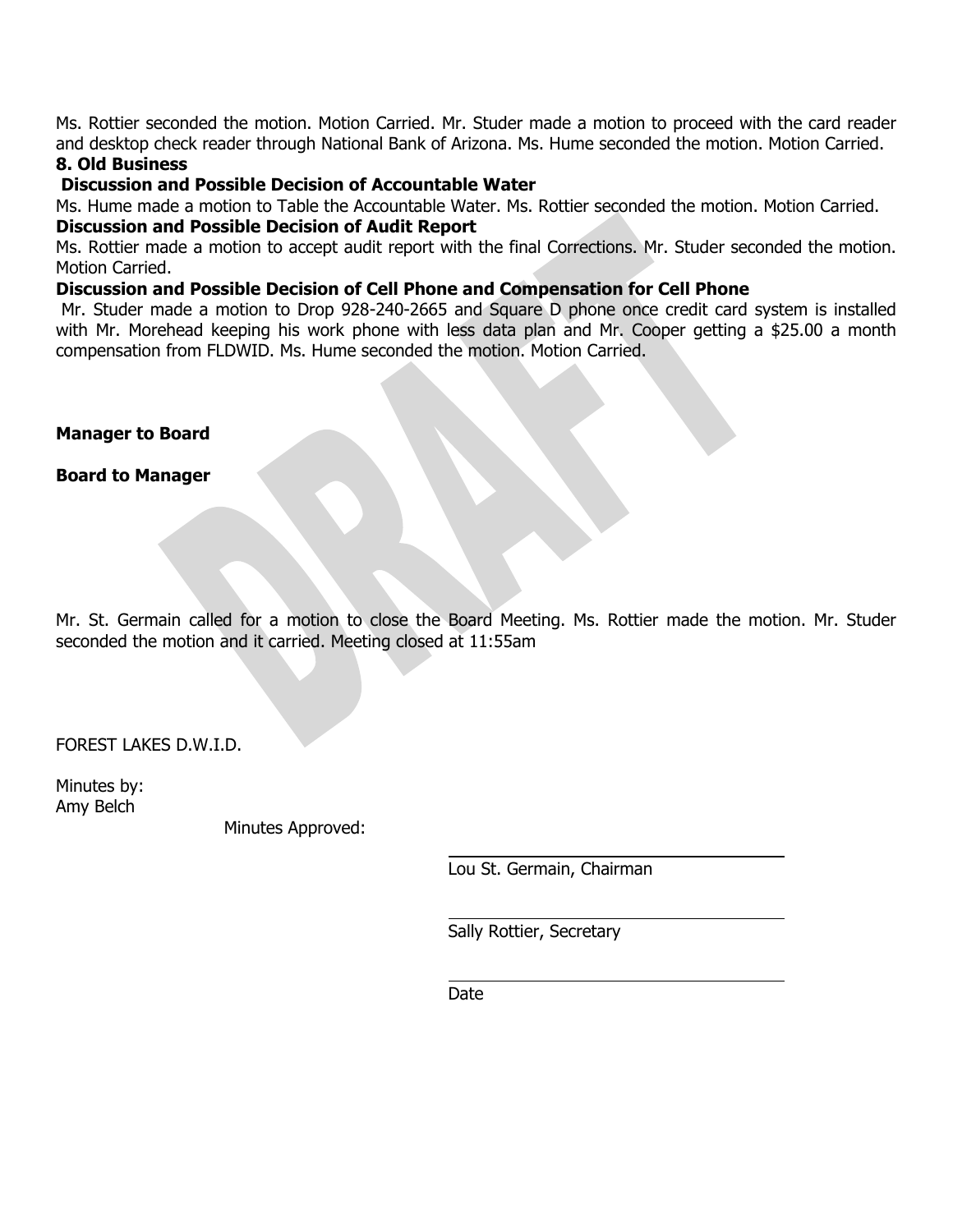Ms. Rottier seconded the motion. Motion Carried. Mr. Studer made a motion to proceed with the card reader and desktop check reader through National Bank of Arizona. Ms. Hume seconded the motion. Motion Carried.

**8. Old Business**

**Discussion and Possible Decision of Accountable Water**

Ms. Hume made a motion to Table the Accountable Water. Ms. Rottier seconded the motion. Motion Carried.

**Discussion and Possible Decision of Audit Report**

Ms. Rottier made a motion to accept audit report with the final Corrections. Mr. Studer seconded the motion. Motion Carried.

**Discussion and Possible Decision of Cell Phone and Compensation for Cell Phone**

Mr. Studer made a motion to Drop 928-240-2665 and Square D phone once credit card system is installed with Mr. Morehead keeping his work phone with less data plan and Mr. Cooper getting a $25.00 a month compensation from FLDWID. Ms. Hume seconded the motion. Motion Carried.

**Manager to Board**

**Board to Manager**

Mr. St. Germain called for a motion to close the Board Meeting. Ms. Rottier made the motion. Mr. Studer seconded the motion and it carried. Meeting closed at 11:55am

FOREST LAKES D.W.I.D.

Minutes by:
Amy Belch

Minutes Approved:

Lou St. Germain, Chairman

Sally Rottier, Secretary

Date